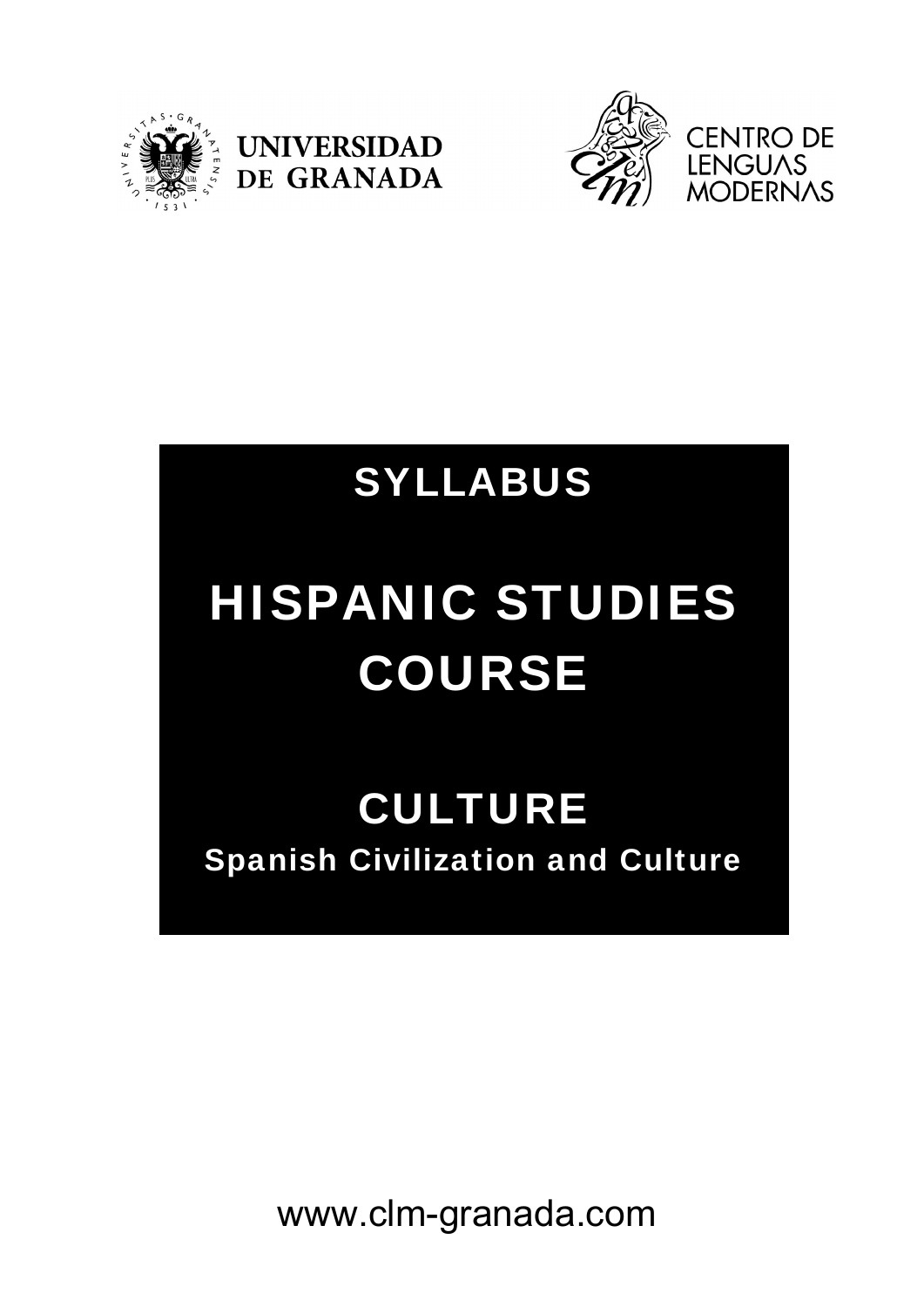UNIVERSIDAD DE GRANADA

CENTRO DE LENGUAS MODERNAS

# SYLLABUS

# HISPANIC STUDIES COURSE

# CULTURE

## Spanish Civilization and Culture

www.clm-granada.com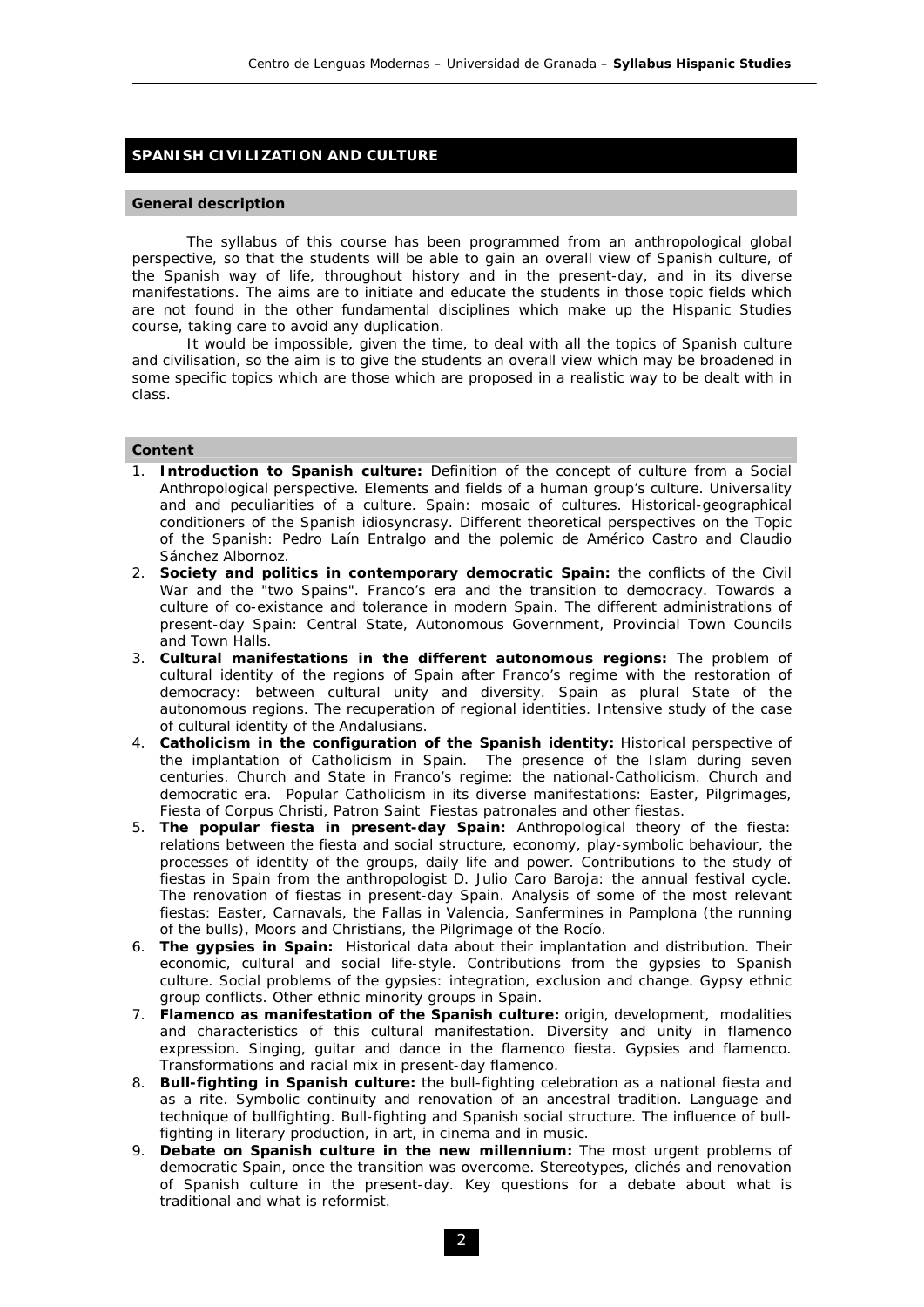## SPANISH CIVILIZATION AND CULTURE

### General description

The syllabus of this course has been programmed from an anthropological global perspective, so that the students will be able to gain an overall view of Spanish culture, of the Spanish way of life, throughout history and in the present-day, and in its diverse manifestations. The aims are to initiate and educate the students in those topic fields which are not found in the other fundamental disciplines which make up the Hispanic Studies course, taking care to avoid any duplication.

It would be impossible, given the time, to deal with all the topics of Spanish culture and civilisation, so the aim is to give the students an overall view which may be broadened in some specific topics which are those which are proposed in a realistic way to be dealt with in class.

### Content

1. **Introduction to Spanish culture:** Definition of the concept of culture from a Social Anthropological perspective. Elements and fields of a human group's culture. Universality and and peculiarities of a culture. Spain: mosaic of cultures. Historical-geographical conditioners of the Spanish idiosyncrasy. Different theoretical perspectives on the Topic of the Spanish: Pedro Laín Entralgo and the polemic de Américo Castro and Claudio Sánchez Albornoz.
2. **Society and politics in contemporary democratic Spain:** the conflicts of the Civil War and the "two Spains". Franco's era and the transition to democracy. Towards a culture of co-existance and tolerance in modern Spain. The different administrations of present-day Spain: Central State, Autonomous Government, Provincial Town Councils and Town Halls.
3. **Cultural manifestations in the different autonomous regions:** The problem of cultural identity of the regions of Spain after Franco's regime with the restoration of democracy: between cultural unity and diversity. Spain as plural State of the autonomous regions. The recuperation of regional identities. Intensive study of the case of cultural identity of the Andalusians.
4. **Catholicism in the configuration of the Spanish identity:** Historical perspective of the implantation of Catholicism in Spain. The presence of the Islam during seven centuries. Church and State in Franco's regime: the national-Catholicism. Church and democratic era. Popular Catholicism in its diverse manifestations: Easter, Pilgrimages, Fiesta of Corpus Christi, Patron Saint Fiestas patronales and other fiestas.
5. **The popular fiesta in present-day Spain:** Anthropological theory of the fiesta: relations between the fiesta and social structure, economy, play-symbolic behaviour, the processes of identity of the groups, daily life and power. Contributions to the study of fiestas in Spain from the anthropologist D. Julio Caro Baroja: the annual festival cycle. The renovation of fiestas in present-day Spain. Analysis of some of the most relevant fiestas: Easter, Carnavals, the Fallas in Valencia, Sanfermines in Pamplona (the running of the bulls), Moors and Christians, the Pilgrimage of the Rocío.
6. **The gypsies in Spain:** Historical data about their implantation and distribution. Their economic, cultural and social life-style. Contributions from the gypsies to Spanish culture. Social problems of the gypsies: integration, exclusion and change. Gypsy ethnic group conflicts. Other ethnic minority groups in Spain.
7. **Flamenco as manifestation of the Spanish culture:** origin, development, modalities and characteristics of this cultural manifestation. Diversity and unity in flamenco expression. Singing, guitar and dance in the flamenco fiesta. Gypsies and flamenco. Transformations and racial mix in present-day flamenco.
8. **Bull-fighting in Spanish culture:** the bull-fighting celebration as a national fiesta and as a rite. Symbolic continuity and renovation of an ancestral tradition. Language and technique of bullfighting. Bull-fighting and Spanish social structure. The influence of bull-fighting in literary production, in art, in cinema and in music.
9. **Debate on Spanish culture in the new millennium:** The most urgent problems of democratic Spain, once the transition was overcome. Stereotypes, clichés and renovation of Spanish culture in the present-day. Key questions for a debate about what is traditional and what is reformist.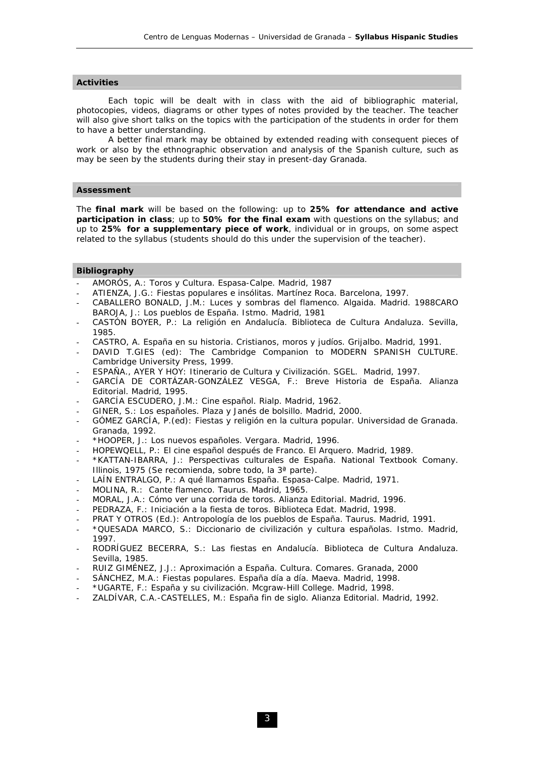## Activities

Each topic will be dealt with in class with the aid of bibliographic material, photocopies, videos, diagrams or other types of notes provided by the teacher. The teacher will also give short talks on the topics with the participation of the students in order for them to have a better understanding.

A better final mark may be obtained by extended reading with consequent pieces of work or also by the ethnographic observation and analysis of the Spanish culture, such as may be seen by the students during their stay in present-day Granada.

## Assessment

The **final mark** will be based on the following: up to **25% for attendance and active participation in class**; up to **50% for the final exam** with questions on the syllabus; and up to **25% for a supplementary piece of work**, individual or in groups, on some aspect related to the syllabus (students should do this under the supervision of the teacher).

## Bibliography

- AMORÓS, A.: Toros y Cultura. Espasa-Calpe. Madrid, 1987
- ATIENZA, J.G.: Fiestas populares e insólitas. Martínez Roca. Barcelona, 1997.
- CABALLERO BONALD, J.M.: Luces y sombras del flamenco. Algaida. Madrid. 1988CARO BAROJA, J.: Los pueblos de España. Istmo. Madrid, 1981
- CASTÓN BOYER, P.: La religión en Andalucía. Biblioteca de Cultura Andaluza. Sevilla, 1985.
- CASTRO, A. España en su historia. Cristianos, moros y judíos. Grijalbo. Madrid, 1991.
- DAVID T.GIES (ed): The Cambridge Companion to MODERN SPANISH CULTURE. Cambridge University Press, 1999.
- ESPAÑA., AYER Y HOY: Itinerario de Cultura y Civilización. SGEL. Madrid, 1997.
- GARCÍA DE CORTÁZAR-GONZÁLEZ VESGA, F.: Breve Historia de España. Alianza Editorial. Madrid, 1995.
- GARCÍA ESCUDERO, J.M.: Cine español. Rialp. Madrid, 1962.
- GINER, S.: Los españoles. Plaza y Janés de bolsillo. Madrid, 2000.
- GÓMEZ GARCÍA, P.(ed): Fiestas y religión en la cultura popular. Universidad de Granada. Granada, 1992.
- *HOOPER, J.: Los nuevos españoles. Vergara. Madrid, 1996.
- HOPEWQELL, P.: El cine español después de Franco. El Arquero. Madrid, 1989.
- *KATTAN-IBARRA, J.: Perspectivas culturales de España. National Textbook Comany. Illinois, 1975 (Se recomienda, sobre todo, la 3ª parte).
- LAÍN ENTRALGO, P.: A qué llamamos España. Espasa-Calpe. Madrid, 1971.
- MOLINA, R.: Cante flamenco. Taurus. Madrid, 1965.
- MORAL, J.A.: Cómo ver una corrida de toros. Alianza Editorial. Madrid, 1996.
- PEDRAZA, F.: Iniciación a la fiesta de toros. Biblioteca Edat. Madrid, 1998.
- PRAT Y OTROS (Ed.): Antropología de los pueblos de España. Taurus. Madrid, 1991.
- *QUESADA MARCO, S.: Diccionario de civilización y cultura españolas. Istmo. Madrid, 1997.
- RODRÍGUEZ BECERRA, S.: Las fiestas en Andalucía. Biblioteca de Cultura Andaluza. Sevilla, 1985.
- RUIZ GIMÉNEZ, J.J.: Aproximación a España. Cultura. Comares. Granada, 2000
- SÁNCHEZ, M.A.: Fiestas populares. España día a día. Maeva. Madrid, 1998.
- *UGARTE, F.: España y su civilización. Mcgraw-Hill College. Madrid, 1998.
- ZALDÍVAR, C.A.-CASTELLES, M.: España fin de siglo. Alianza Editorial. Madrid, 1992.